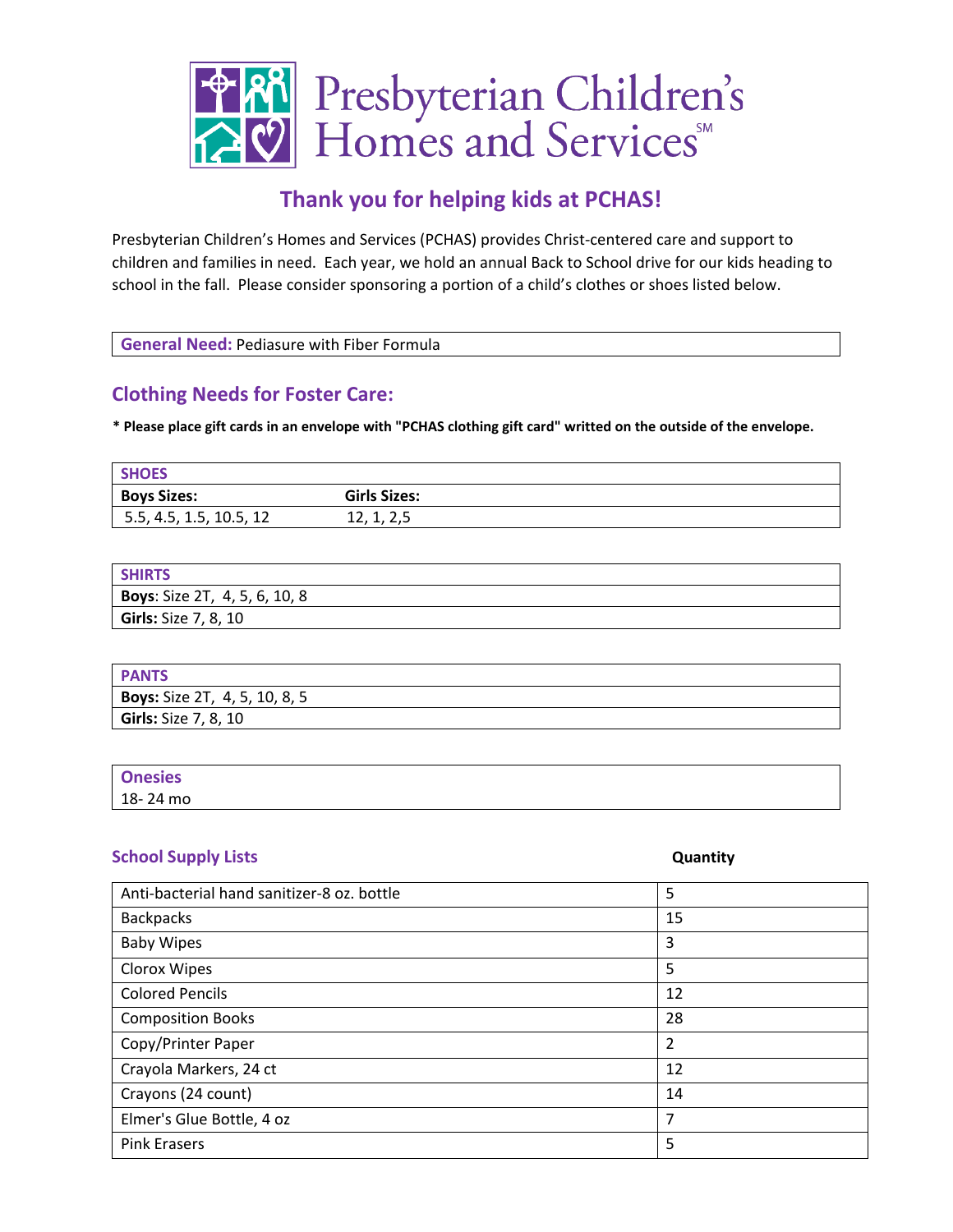# Presbyterian Children's Homes and Services℠

## Thank you for helping kids at PCHAS!

Presbyterian Children's Homes and Services (PCHAS) provides Christ-centered care and support to children and families in need. Each year, we hold an annual Back to School drive for our kids heading to school in the fall. Please consider sponsoring a portion of a child's clothes or shoes listed below.

| **General Need:** Pediasure with Fiber Formula |
|---|

## Clothing Needs for Foster Care:

**\* Please place gift cards in an envelope with "PCHAS clothing gift card" writted on the outside of the envelope.**

| SHOES | |
|---|---|
| **Boys Sizes:** | **Girls Sizes:** |
| 5.5, 4.5, 1.5, 10.5, 12 | 12, 1, 2,5 |

| SHIRTS |
|---|
| **Boys**: Size 2T, 4, 5, 6, 10, 8 |
| **Girls:** Size 7, 8, 10 |

| PANTS |
|---|
| **Boys:** Size 2T, 4, 5, 10, 8, 5 |
| **Girls:** Size 7, 8, 10 |

| Onesies |
|---|
| 18- 24 mo |

### School Supply Lists

| | Quantity |
|---|---|
| Anti-bacterial hand sanitizer-8 oz. bottle | 5 |
| Backpacks | 15 |
| Baby Wipes | 3 |
| Clorox Wipes | 5 |
| Colored Pencils | 12 |
| Composition Books | 28 |
| Copy/Printer Paper | 2 |
| Crayola Markers, 24 ct | 12 |
| Crayons (24 count) | 14 |
| Elmer's Glue Bottle, 4 oz | 7 |
| Pink Erasers | 5 |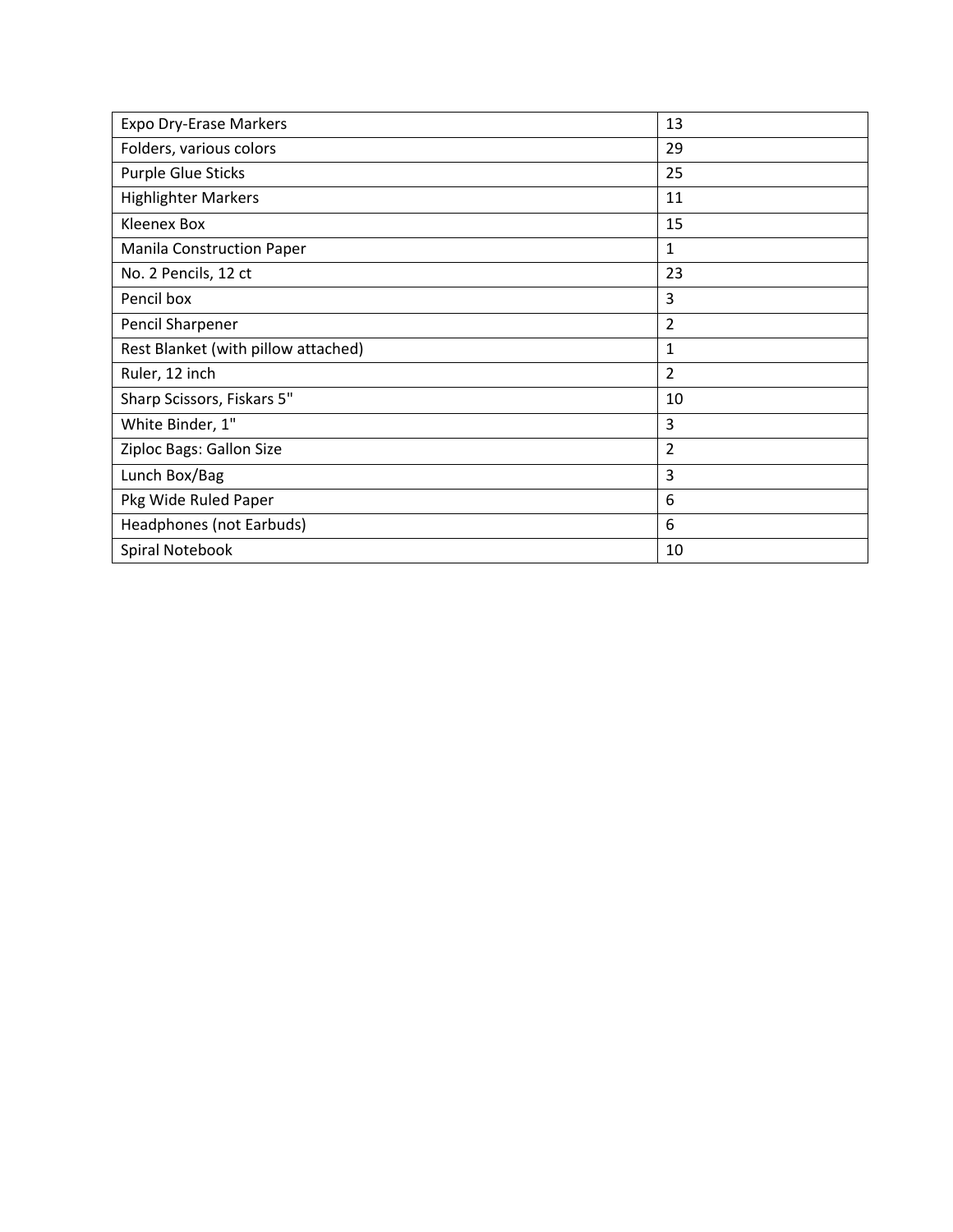| | |
|---|---|
| Expo Dry-Erase Markers | 13 |
| Folders, various colors | 29 |
| Purple Glue Sticks | 25 |
| Highlighter Markers | 11 |
| Kleenex Box | 15 |
| Manila Construction Paper | 1 |
| No. 2 Pencils, 12 ct | 23 |
| Pencil box | 3 |
| Pencil Sharpener | 2 |
| Rest Blanket (with pillow attached) | 1 |
| Ruler, 12 inch | 2 |
| Sharp Scissors, Fiskars 5" | 10 |
| White Binder, 1" | 3 |
| Ziploc Bags: Gallon Size | 2 |
| Lunch Box/Bag | 3 |
| Pkg Wide Ruled Paper | 6 |
| Headphones (not Earbuds) | 6 |
| Spiral Notebook | 10 |